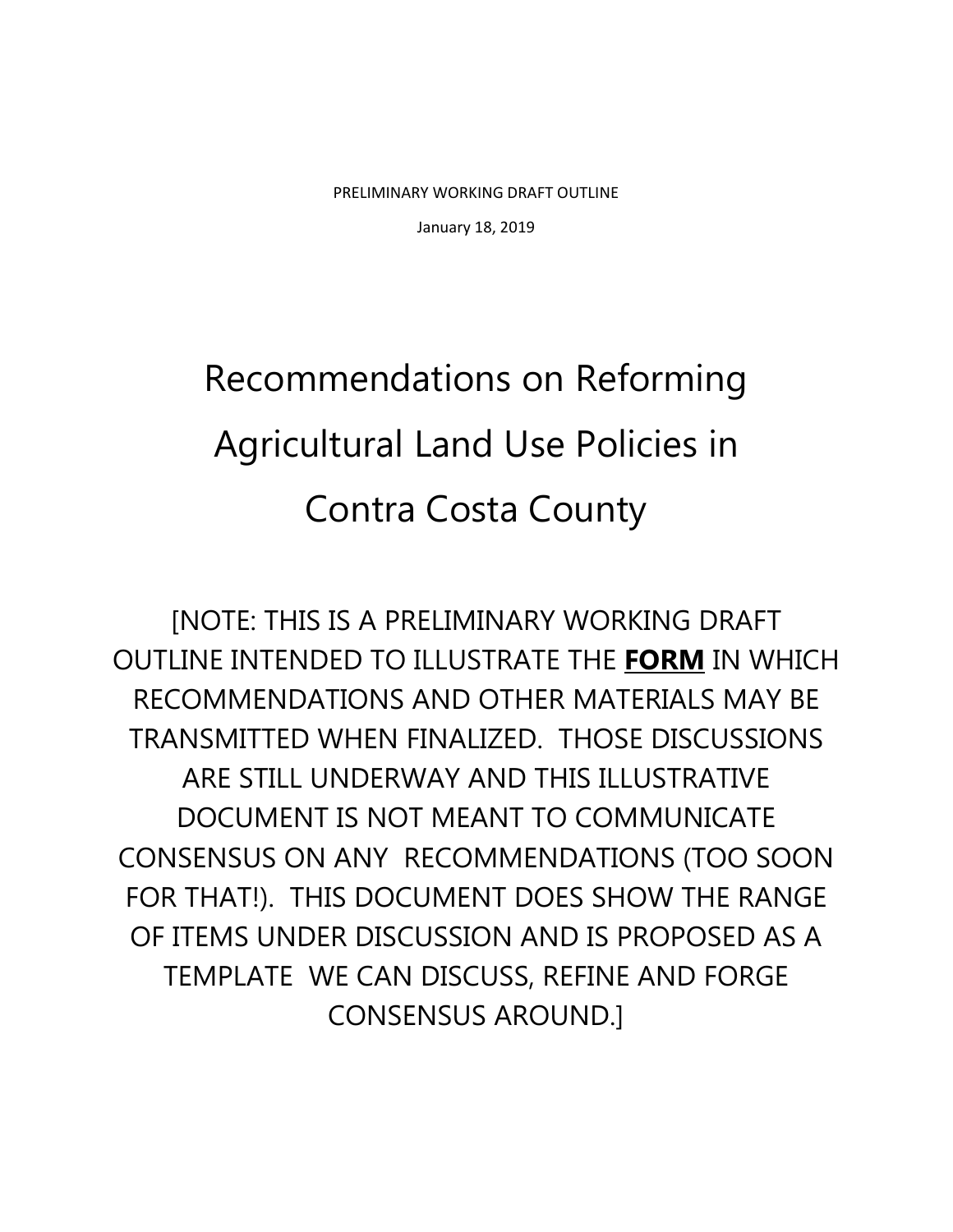PRELIMINARY WORKING DRAFT OUTLINE

January 18, 2019

# Recommendations on Reforming Agricultural Land Use Policies in Contra Costa County

[NOTE: THIS IS A PRELIMINARY WORKING DRAFT OUTLINE INTENDED TO ILLUSTRATE THE **FORM** IN WHICH RECOMMENDATIONS AND OTHER MATERIALS MAY BE TRANSMITTED WHEN FINALIZED. THOSE DISCUSSIONS ARE STILL UNDERWAY AND THIS ILLUSTRATIVE DOCUMENT IS NOT MEANT TO COMMUNICATE CONSENSUS ON ANY RECOMMENDATIONS (TOO SOON FOR THAT!). THIS DOCUMENT DOES SHOW THE RANGE OF ITEMS UNDER DISCUSSION AND IS PROPOSED AS A TEMPLATE WE CAN DISCUSS, REFINE AND FORGE CONSENSUS AROUND.]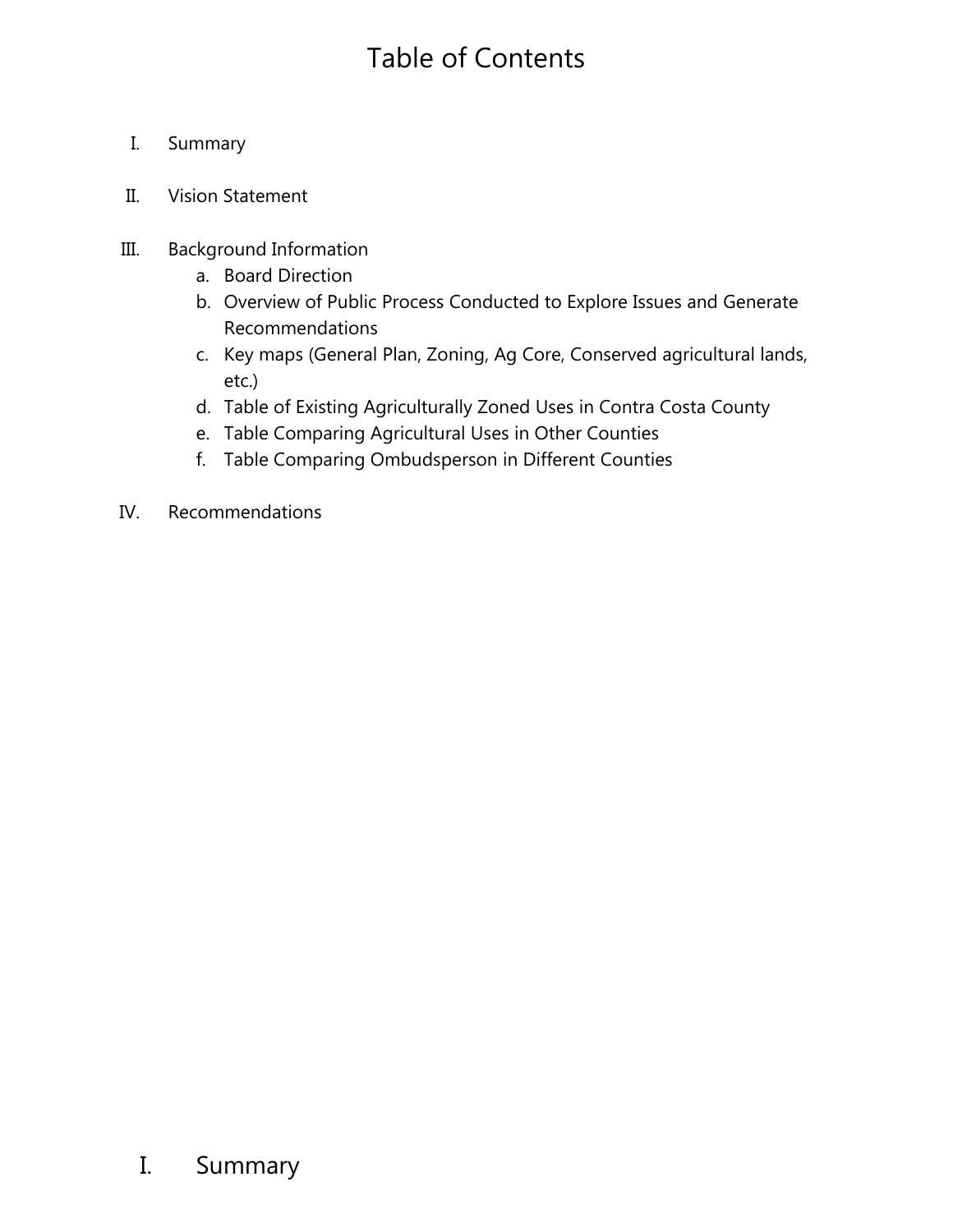# Table of Contents

I. Summary

II. Vision Statement

III. Background Information
   a. Board Direction
   b. Overview of Public Process Conducted to Explore Issues and Generate Recommendations
   c. Key maps (General Plan, Zoning, Ag Core, Conserved agricultural lands, etc.)
   d. Table of Existing Agriculturally Zoned Uses in Contra Costa County
   e. Table Comparing Agricultural Uses in Other Counties
   f. Table Comparing Ombudsperson in Different Counties

IV. Recommendations

# I. Summary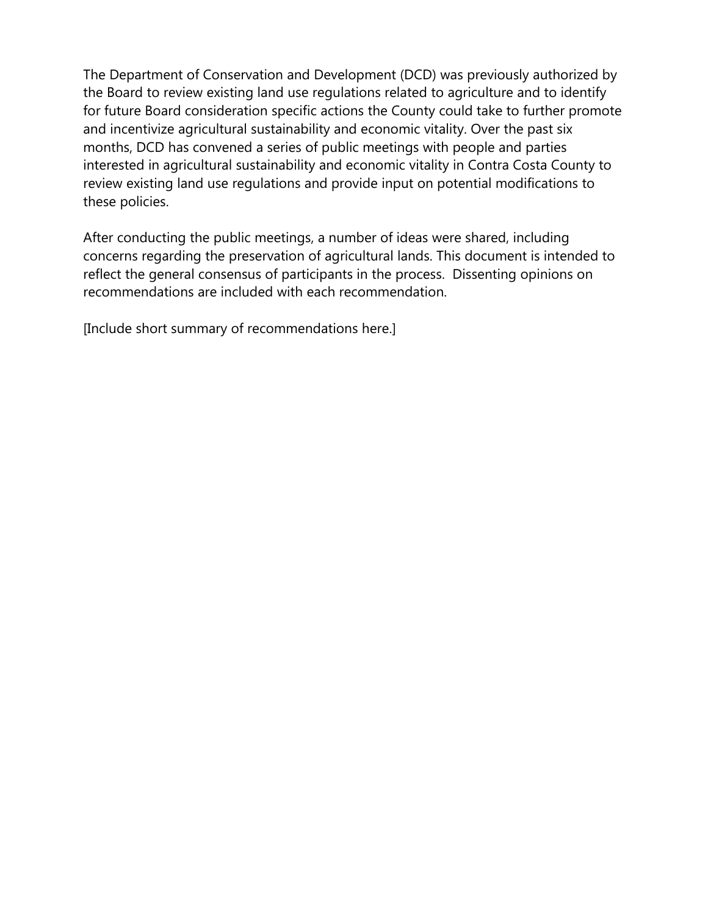The Department of Conservation and Development (DCD) was previously authorized by the Board to review existing land use regulations related to agriculture and to identify for future Board consideration specific actions the County could take to further promote and incentivize agricultural sustainability and economic vitality. Over the past six months, DCD has convened a series of public meetings with people and parties interested in agricultural sustainability and economic vitality in Contra Costa County to review existing land use regulations and provide input on potential modifications to these policies.

After conducting the public meetings, a number of ideas were shared, including concerns regarding the preservation of agricultural lands. This document is intended to reflect the general consensus of participants in the process. Dissenting opinions on recommendations are included with each recommendation.

[Include short summary of recommendations here.]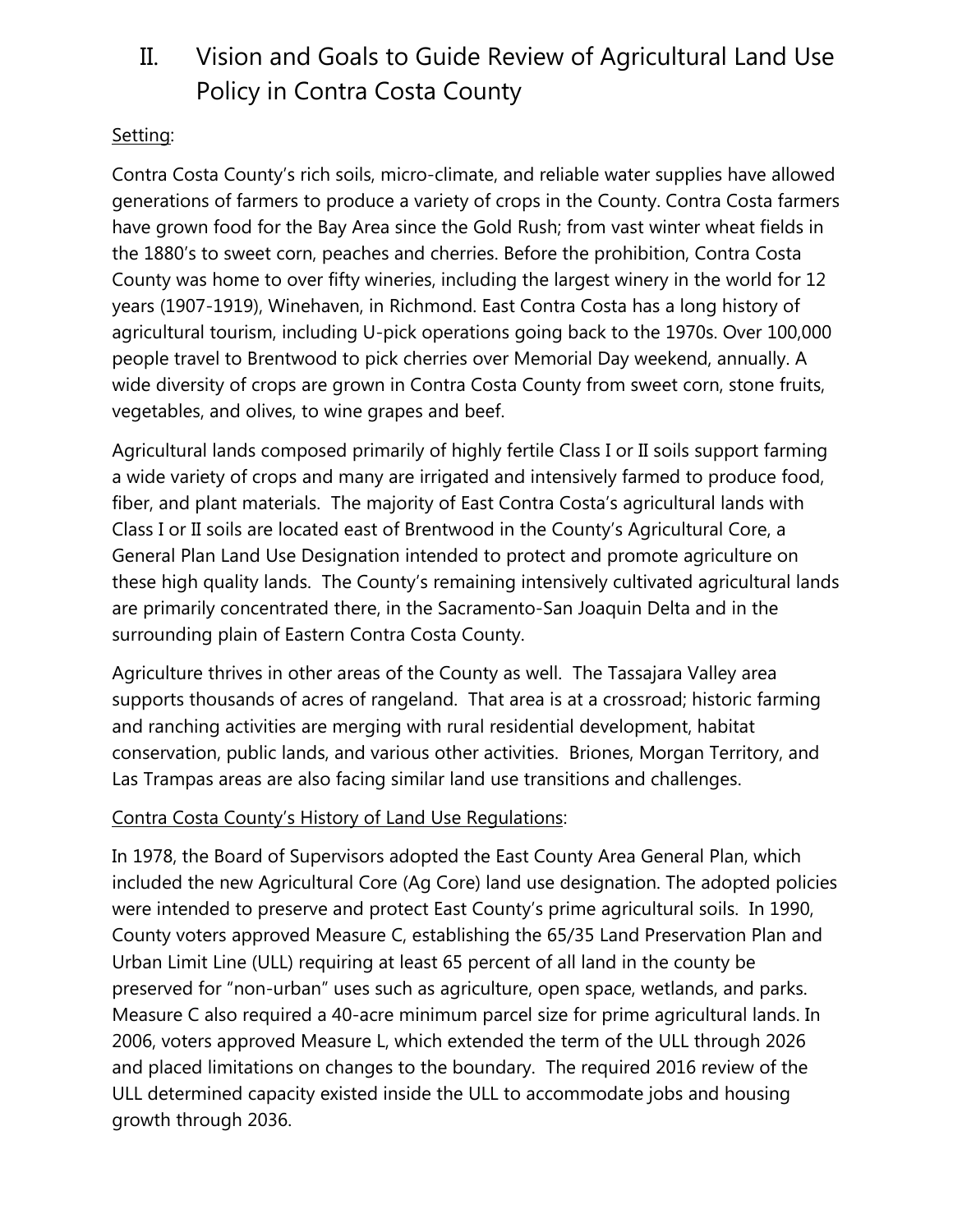## II. Vision and Goals to Guide Review of Agricultural Land Use Policy in Contra Costa County

Setting:

Contra Costa County's rich soils, micro-climate, and reliable water supplies have allowed generations of farmers to produce a variety of crops in the County. Contra Costa farmers have grown food for the Bay Area since the Gold Rush; from vast winter wheat fields in the 1880's to sweet corn, peaches and cherries. Before the prohibition, Contra Costa County was home to over fifty wineries, including the largest winery in the world for 12 years (1907-1919), Winehaven, in Richmond. East Contra Costa has a long history of agricultural tourism, including U-pick operations going back to the 1970s. Over 100,000 people travel to Brentwood to pick cherries over Memorial Day weekend, annually. A wide diversity of crops are grown in Contra Costa County from sweet corn, stone fruits, vegetables, and olives, to wine grapes and beef.

Agricultural lands composed primarily of highly fertile Class I or II soils support farming a wide variety of crops and many are irrigated and intensively farmed to produce food, fiber, and plant materials. The majority of East Contra Costa's agricultural lands with Class I or II soils are located east of Brentwood in the County's Agricultural Core, a General Plan Land Use Designation intended to protect and promote agriculture on these high quality lands. The County's remaining intensively cultivated agricultural lands are primarily concentrated there, in the Sacramento-San Joaquin Delta and in the surrounding plain of Eastern Contra Costa County.

Agriculture thrives in other areas of the County as well. The Tassajara Valley area supports thousands of acres of rangeland. That area is at a crossroad; historic farming and ranching activities are merging with rural residential development, habitat conservation, public lands, and various other activities. Briones, Morgan Territory, and Las Trampas areas are also facing similar land use transitions and challenges.

Contra Costa County's History of Land Use Regulations:

In 1978, the Board of Supervisors adopted the East County Area General Plan, which included the new Agricultural Core (Ag Core) land use designation. The adopted policies were intended to preserve and protect East County's prime agricultural soils. In 1990, County voters approved Measure C, establishing the 65/35 Land Preservation Plan and Urban Limit Line (ULL) requiring at least 65 percent of all land in the county be preserved for "non-urban" uses such as agriculture, open space, wetlands, and parks. Measure C also required a 40-acre minimum parcel size for prime agricultural lands. In 2006, voters approved Measure L, which extended the term of the ULL through 2026 and placed limitations on changes to the boundary. The required 2016 review of the ULL determined capacity existed inside the ULL to accommodate jobs and housing growth through 2036.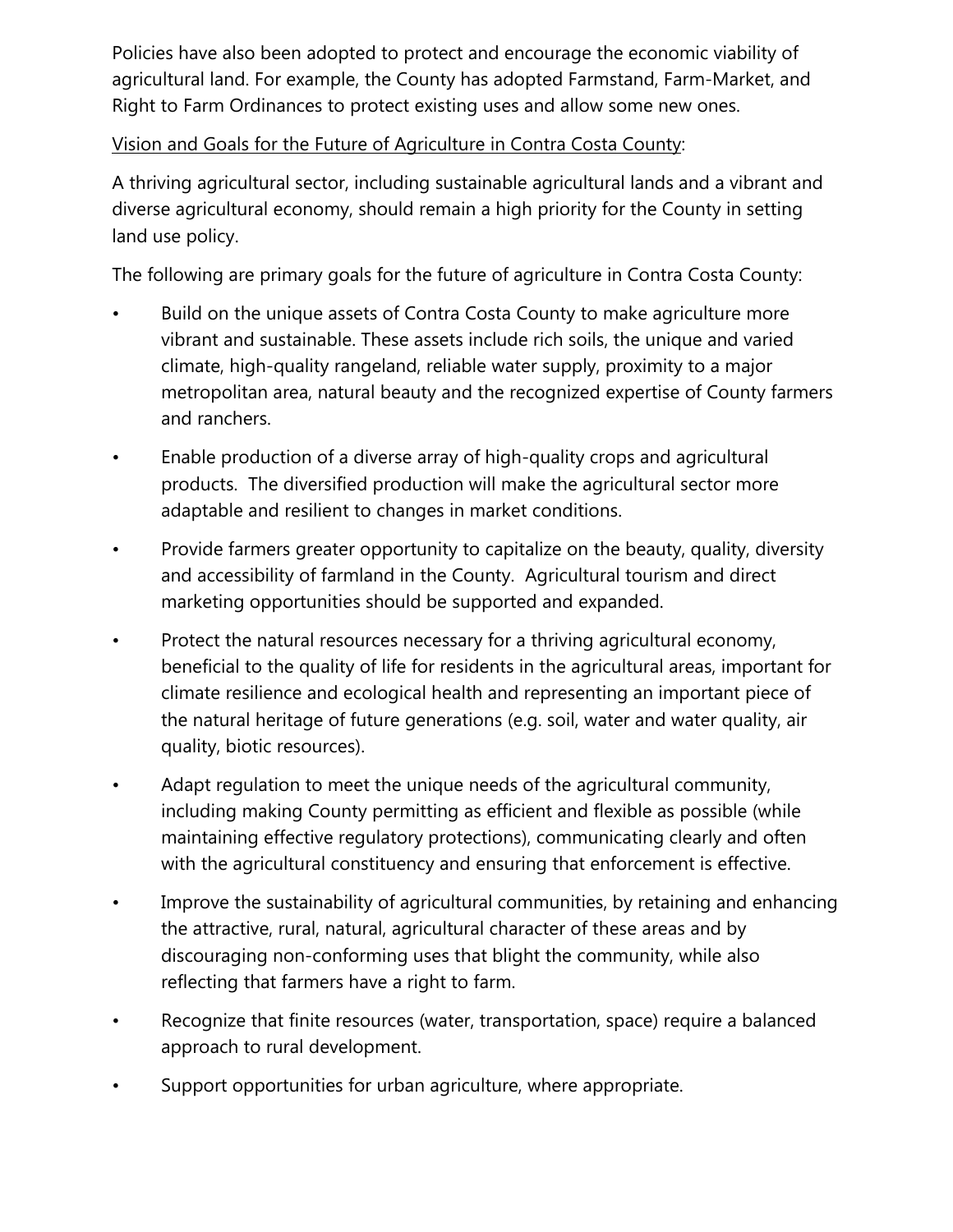Policies have also been adopted to protect and encourage the economic viability of agricultural land. For example, the County has adopted Farmstand, Farm-Market, and Right to Farm Ordinances to protect existing uses and allow some new ones.

Vision and Goals for the Future of Agriculture in Contra Costa County:

A thriving agricultural sector, including sustainable agricultural lands and a vibrant and diverse agricultural economy, should remain a high priority for the County in setting land use policy.

The following are primary goals for the future of agriculture in Contra Costa County:

- Build on the unique assets of Contra Costa County to make agriculture more vibrant and sustainable. These assets include rich soils, the unique and varied climate, high-quality rangeland, reliable water supply, proximity to a major metropolitan area, natural beauty and the recognized expertise of County farmers and ranchers.
- Enable production of a diverse array of high-quality crops and agricultural products. The diversified production will make the agricultural sector more adaptable and resilient to changes in market conditions.
- Provide farmers greater opportunity to capitalize on the beauty, quality, diversity and accessibility of farmland in the County. Agricultural tourism and direct marketing opportunities should be supported and expanded.
- Protect the natural resources necessary for a thriving agricultural economy, beneficial to the quality of life for residents in the agricultural areas, important for climate resilience and ecological health and representing an important piece of the natural heritage of future generations (e.g. soil, water and water quality, air quality, biotic resources).
- Adapt regulation to meet the unique needs of the agricultural community, including making County permitting as efficient and flexible as possible (while maintaining effective regulatory protections), communicating clearly and often with the agricultural constituency and ensuring that enforcement is effective.
- Improve the sustainability of agricultural communities, by retaining and enhancing the attractive, rural, natural, agricultural character of these areas and by discouraging non-conforming uses that blight the community, while also reflecting that farmers have a right to farm.
- Recognize that finite resources (water, transportation, space) require a balanced approach to rural development.
- Support opportunities for urban agriculture, where appropriate.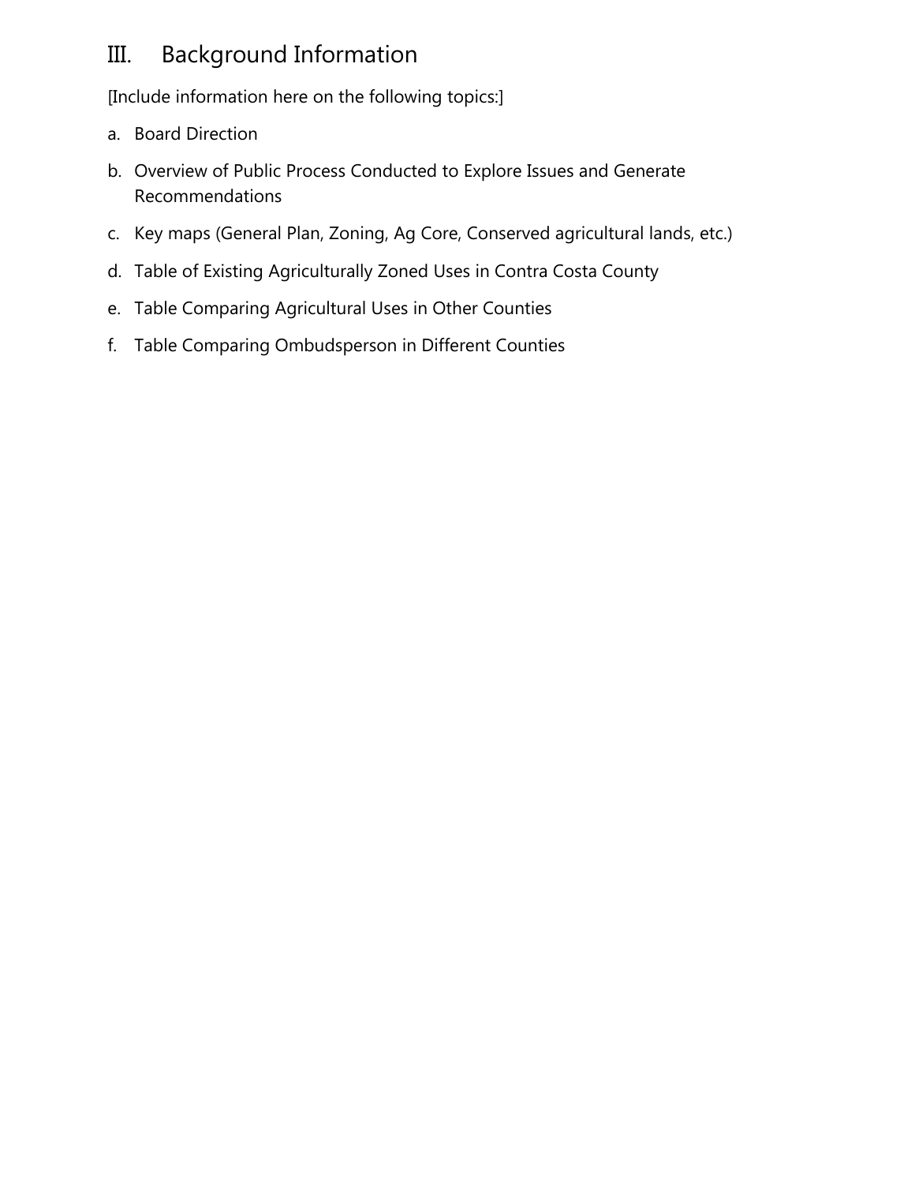## III. Background Information

[Include information here on the following topics:]

a. Board Direction
b. Overview of Public Process Conducted to Explore Issues and Generate Recommendations
c. Key maps (General Plan, Zoning, Ag Core, Conserved agricultural lands, etc.)
d. Table of Existing Agriculturally Zoned Uses in Contra Costa County
e. Table Comparing Agricultural Uses in Other Counties
f. Table Comparing Ombudsperson in Different Counties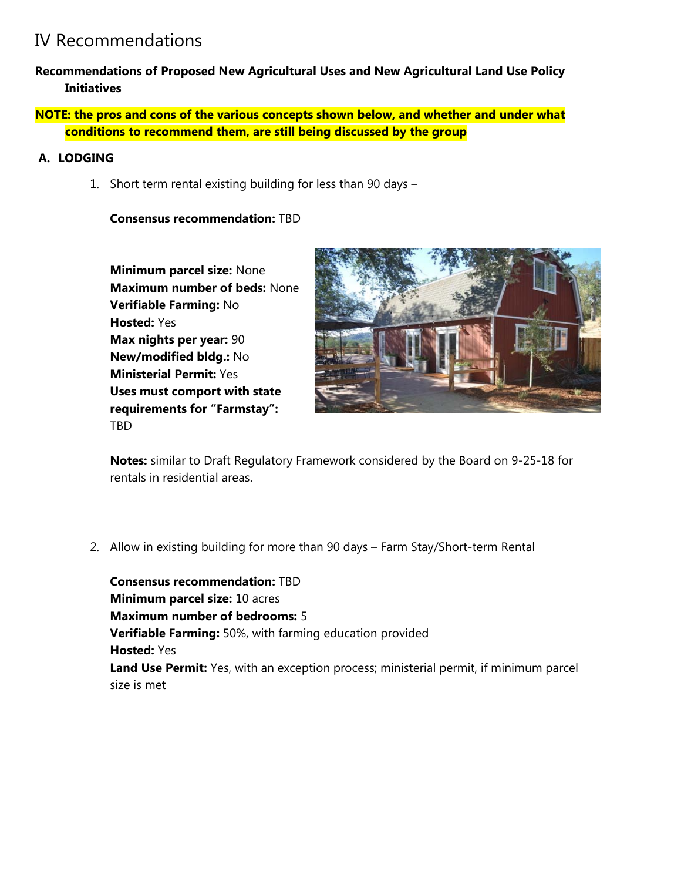# IV Recommendations

**Recommendations of Proposed New Agricultural Uses and New Agricultural Land Use Policy Initiatives**

**NOTE: the pros and cons of the various concepts shown below, and whether and under what conditions to recommend them, are still being discussed by the group**

**A. LODGING**

1. Short term rental existing building for less than 90 days –

   **Consensus recommendation:** TBD

   **Minimum parcel size:** None
   **Maximum number of beds:** None
   **Verifiable Farming:** No
   **Hosted:** Yes
   **Max nights per year:** 90
   **New/modified bldg.:** No
   **Ministerial Permit:** Yes
   **Uses must comport with state requirements for "Farmstay":** TBD

   **Notes:** similar to Draft Regulatory Framework considered by the Board on 9-25-18 for rentals in residential areas.

2. Allow in existing building for more than 90 days – Farm Stay/Short-term Rental

   **Consensus recommendation:** TBD
   **Minimum parcel size:** 10 acres
   **Maximum number of bedrooms:** 5
   **Verifiable Farming:** 50%, with farming education provided
   **Hosted:** Yes
   **Land Use Permit:** Yes, with an exception process; ministerial permit, if minimum parcel size is met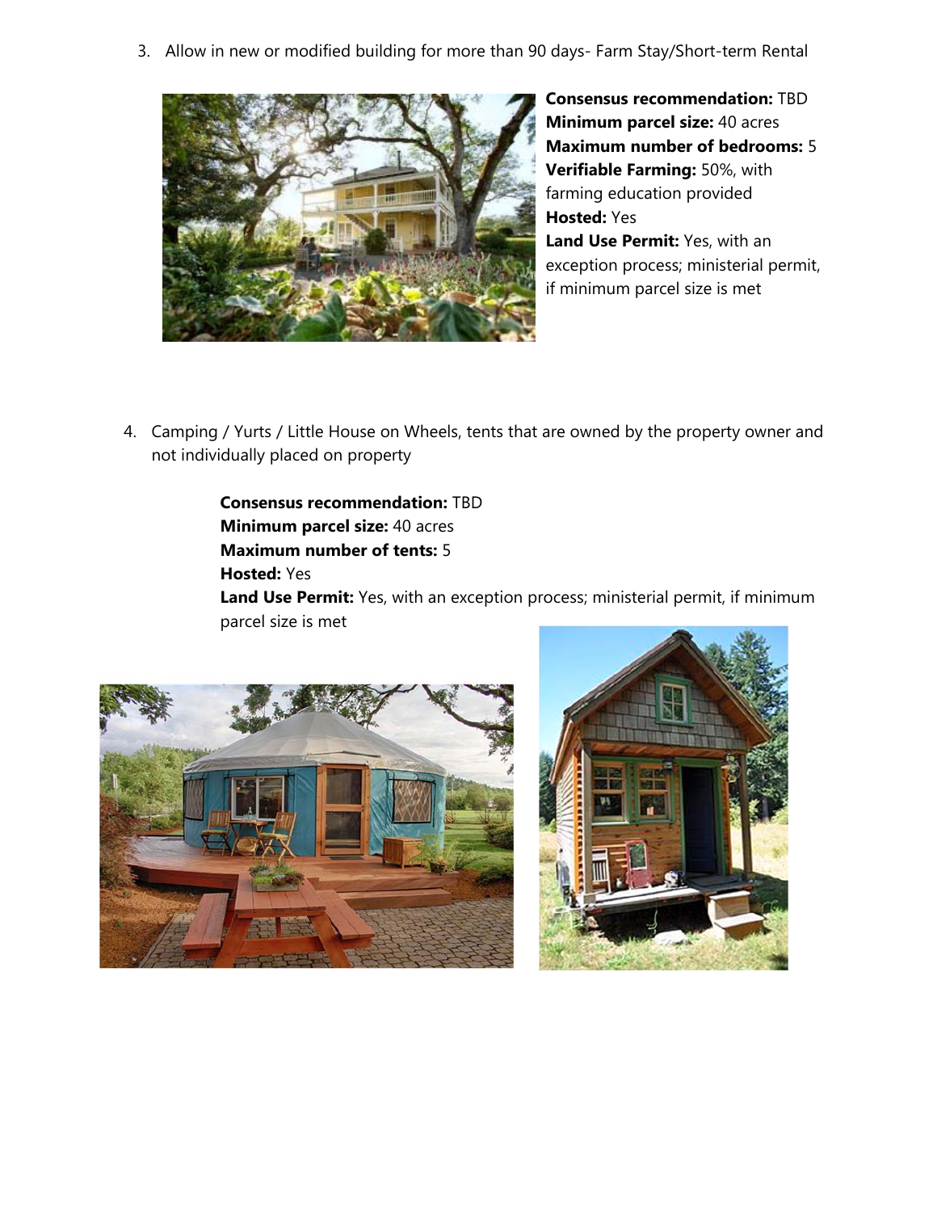3. Allow in new or modified building for more than 90 days- Farm Stay/Short-term Rental

**Consensus recommendation:** TBD
**Minimum parcel size:** 40 acres
**Maximum number of bedrooms:** 5
**Verifiable Farming:** 50%, with farming education provided
**Hosted:** Yes
**Land Use Permit:** Yes, with an exception process; ministerial permit, if minimum parcel size is met

4. Camping / Yurts / Little House on Wheels, tents that are owned by the property owner and not individually placed on property

**Consensus recommendation:** TBD
**Minimum parcel size:** 40 acres
**Maximum number of tents:** 5
**Hosted:** Yes
**Land Use Permit:** Yes, with an exception process; ministerial permit, if minimum parcel size is met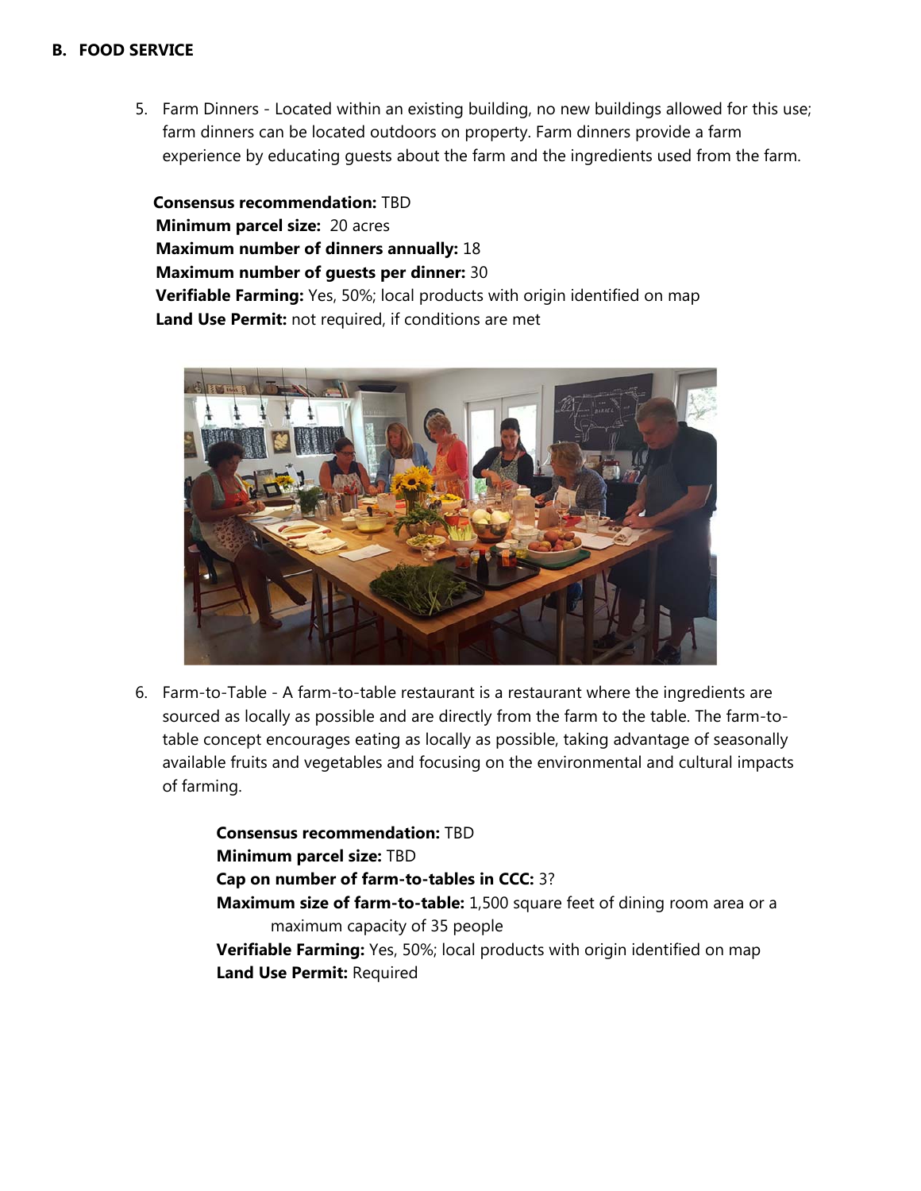## B. FOOD SERVICE

5. Farm Dinners - Located within an existing building, no new buildings allowed for this use; farm dinners can be located outdoors on property. Farm dinners provide a farm experience by educating guests about the farm and the ingredients used from the farm.

**Consensus recommendation:** TBD
**Minimum parcel size:** 20 acres
**Maximum number of dinners annually:** 18
**Maximum number of guests per dinner:** 30
**Verifiable Farming:** Yes, 50%; local products with origin identified on map
**Land Use Permit:** not required, if conditions are met

6. Farm-to-Table - A farm-to-table restaurant is a restaurant where the ingredients are sourced as locally as possible and are directly from the farm to the table. The farm-to-table concept encourages eating as locally as possible, taking advantage of seasonally available fruits and vegetables and focusing on the environmental and cultural impacts of farming.

**Consensus recommendation:** TBD
**Minimum parcel size:** TBD
**Cap on number of farm-to-tables in CCC:** 3?
**Maximum size of farm-to-table:** 1,500 square feet of dining room area or a maximum capacity of 35 people
**Verifiable Farming:** Yes, 50%; local products with origin identified on map
**Land Use Permit:** Required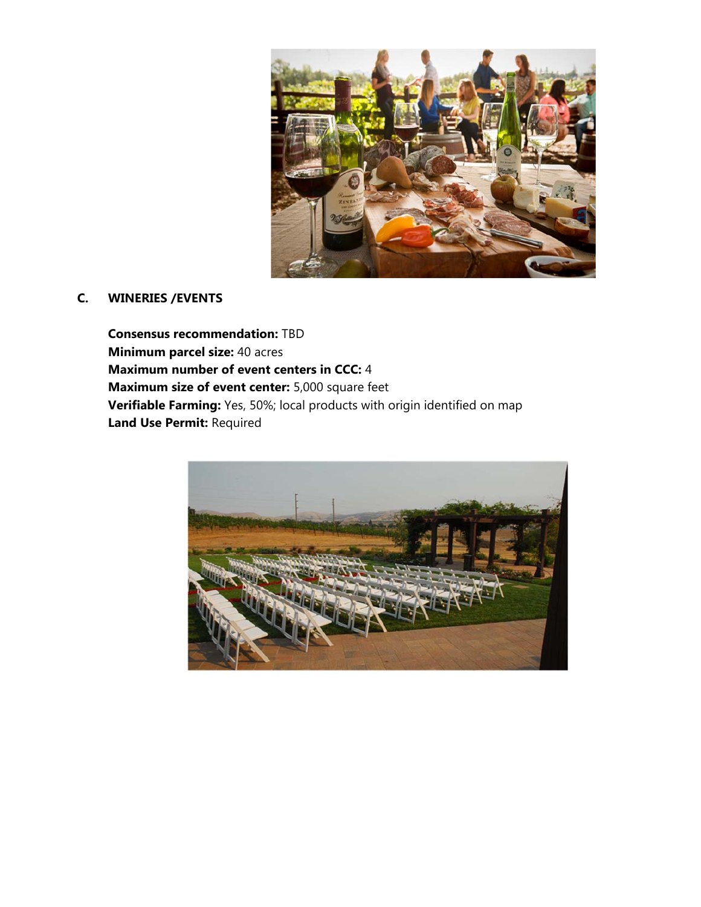## C. WINERIES /EVENTS

**Consensus recommendation:** TBD
**Minimum parcel size:** 40 acres
**Maximum number of event centers in CCC:** 4
**Maximum size of event center:** 5,000 square feet
**Verifiable Farming:** Yes, 50%; local products with origin identified on map
**Land Use Permit:** Required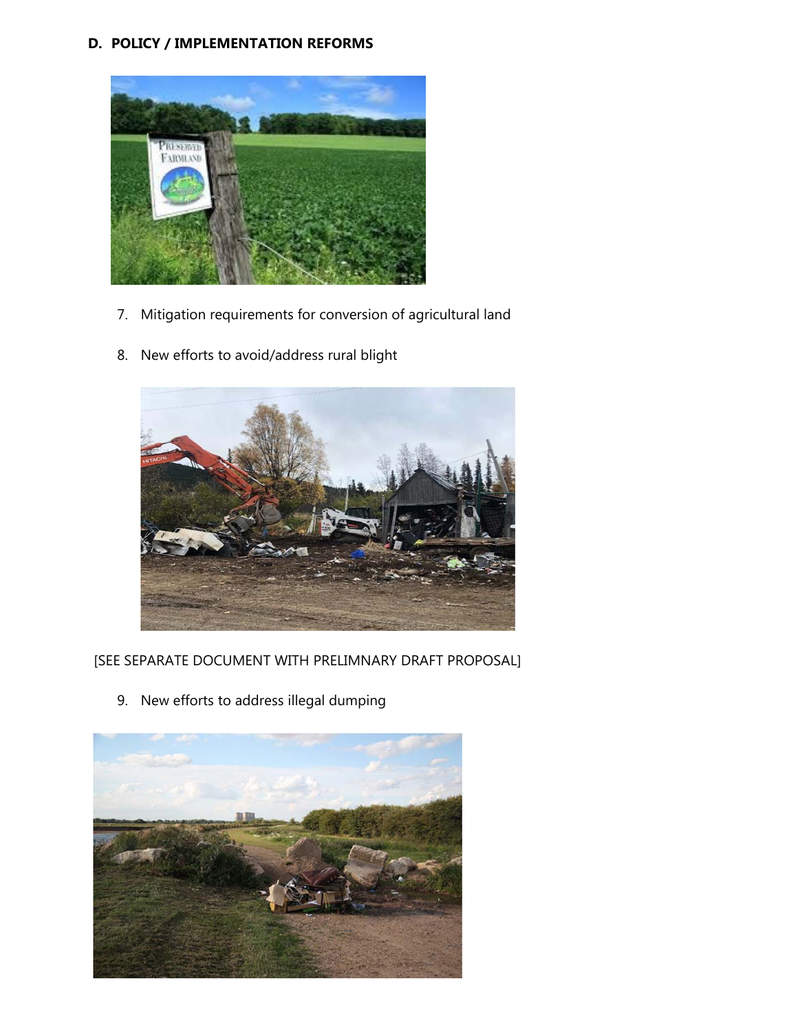## D. POLICY / IMPLEMENTATION REFORMS

7. Mitigation requirements for conversion of agricultural land

8. New efforts to avoid/address rural blight

[SEE SEPARATE DOCUMENT WITH PRELIMNARY DRAFT PROPOSAL]

9. New efforts to address illegal dumping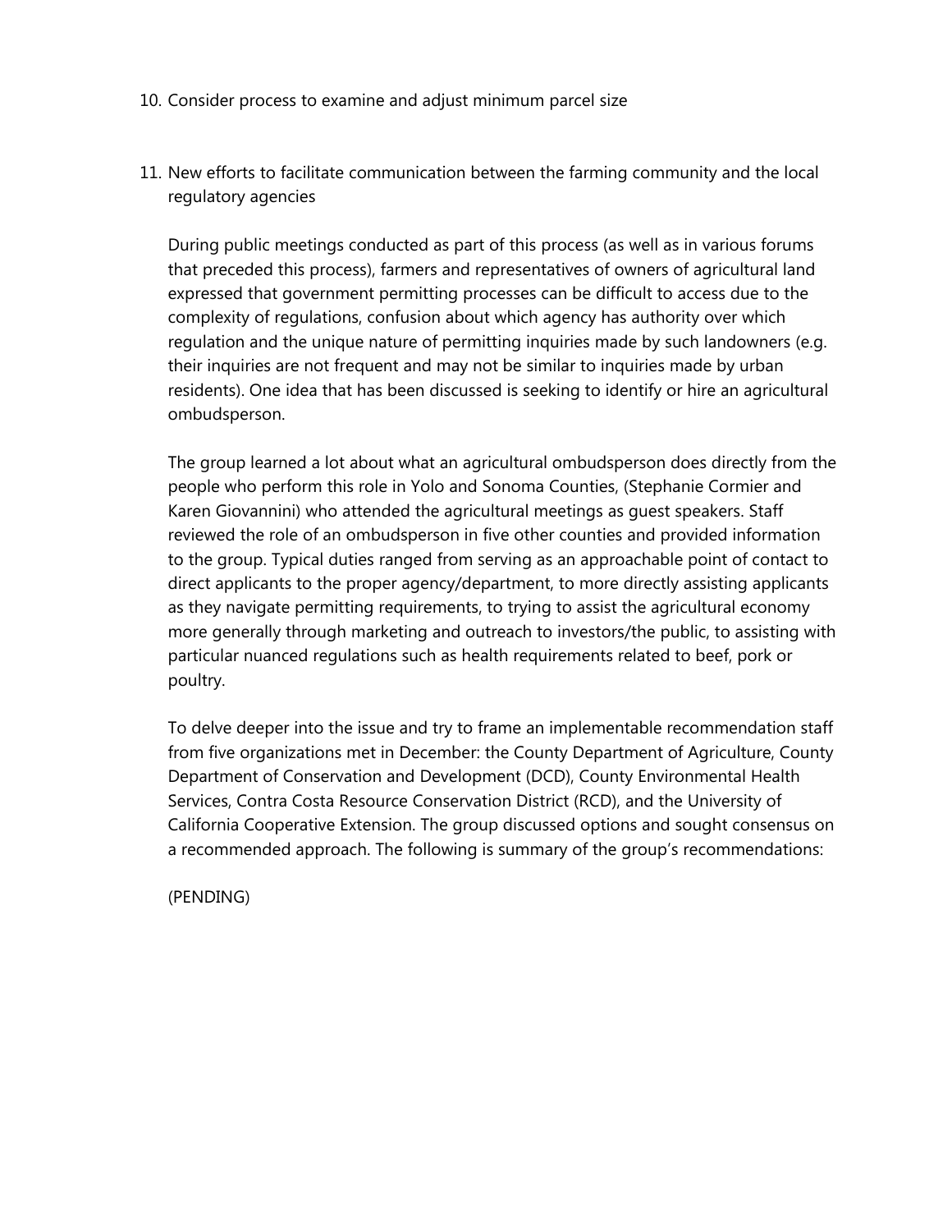10. Consider process to examine and adjust minimum parcel size

11. New efforts to facilitate communication between the farming community and the local regulatory agencies

    During public meetings conducted as part of this process (as well as in various forums that preceded this process), farmers and representatives of owners of agricultural land expressed that government permitting processes can be difficult to access due to the complexity of regulations, confusion about which agency has authority over which regulation and the unique nature of permitting inquiries made by such landowners (e.g. their inquiries are not frequent and may not be similar to inquiries made by urban residents). One idea that has been discussed is seeking to identify or hire an agricultural ombudsperson.

    The group learned a lot about what an agricultural ombudsperson does directly from the people who perform this role in Yolo and Sonoma Counties, (Stephanie Cormier and Karen Giovannini) who attended the agricultural meetings as guest speakers. Staff reviewed the role of an ombudsperson in five other counties and provided information to the group. Typical duties ranged from serving as an approachable point of contact to direct applicants to the proper agency/department, to more directly assisting applicants as they navigate permitting requirements, to trying to assist the agricultural economy more generally through marketing and outreach to investors/the public, to assisting with particular nuanced regulations such as health requirements related to beef, pork or poultry.

    To delve deeper into the issue and try to frame an implementable recommendation staff from five organizations met in December: the County Department of Agriculture, County Department of Conservation and Development (DCD), County Environmental Health Services, Contra Costa Resource Conservation District (RCD), and the University of California Cooperative Extension. The group discussed options and sought consensus on a recommended approach. The following is summary of the group's recommendations:

    (PENDING)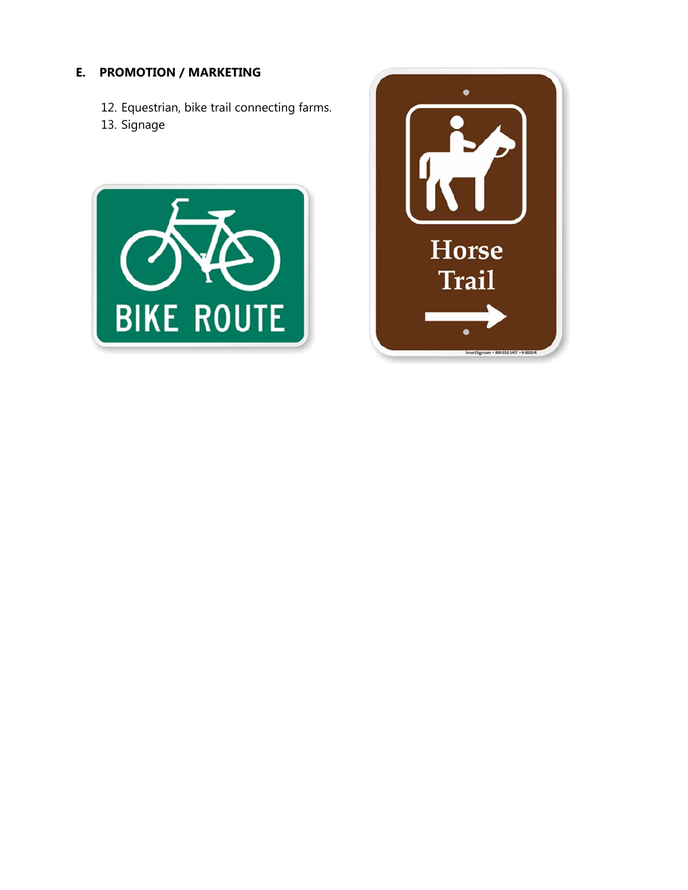## E. PROMOTION / MARKETING

12. Equestrian, bike trail connecting farms.
13. Signage